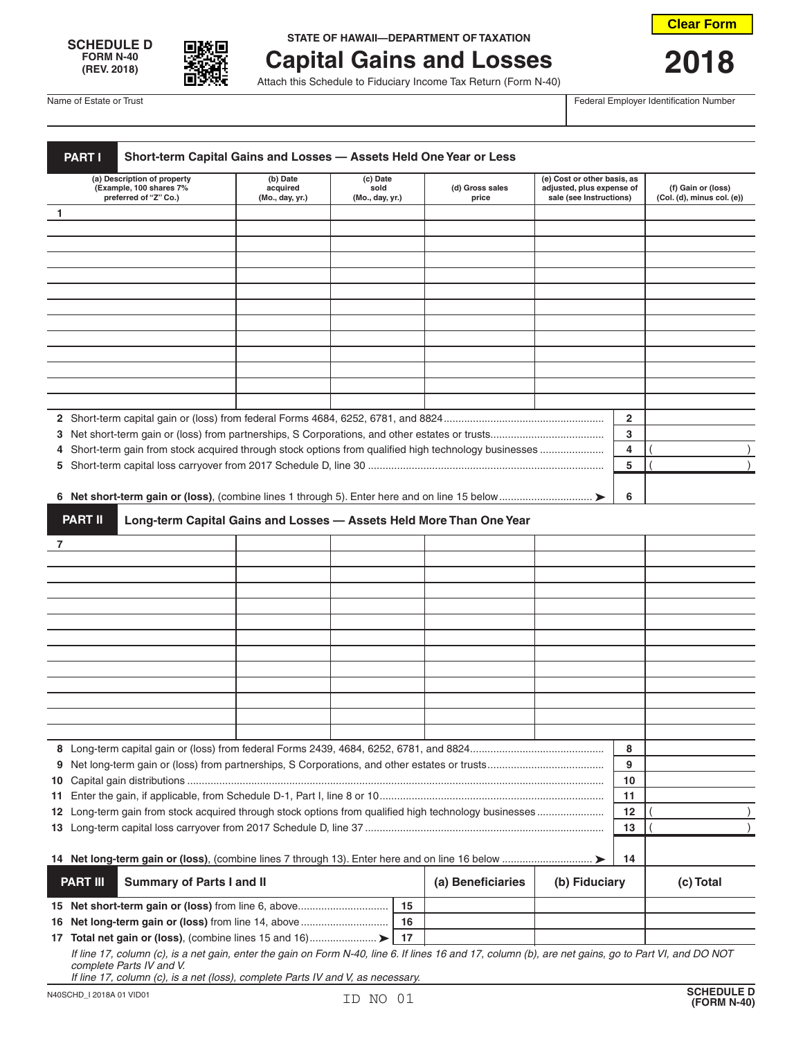**SCHEDULE D**
**FORM N-40**
**(REV. 2018)**

STATE OF HAWAII—DEPARTMENT OF TAXATION

# Capital Gains and Losses

Attach this Schedule to Fiduciary Income Tax Return (Form N-40)

**2018**

Clear Form

| Name of Estate or Trust | Federal Employer Identification Number |
|---|---|
| | |

## PART I Short-term Capital Gains and Losses — Assets Held One Year or Less

| | (a) Description of property (Example, 100 shares 7% preferred of "Z" Co.) | (b) Date acquired (Mo., day, yr.) | (c) Date sold (Mo., day, yr.) | (d) Gross sales price | (e) Cost or other basis, as adjusted, plus expense of sale (see Instructions) | (f) Gain or (loss) (Col. (d), minus col. (e)) |
|---|---|---|---|---|---|---|
| 1 | | | | | | |
| | | | | | | |
| | | | | | | |
| | | | | | | |
| | | | | | | |
| | | | | | | |
| | | | | | | |
| | | | | | | |
| | | | | | | |
| | | | | | | |
| | | | | | | |
| | | | | | | |

| | | | |
|---|---|---|---|
| 2 | Short-term capital gain or (loss) from federal Forms 4684, 6252, 6781, and 8824 | 2 | |
| 3 | Net short-term gain or (loss) from partnerships, S Corporations, and other estates or trusts | 3 | |
| 4 | Short-term gain from stock acquired through stock options from qualified high technology businesses | 4 | ( ) |
| 5 | Short-term capital loss carryover from 2017 Schedule D, line 30 | 5 | ( ) |
| 6 | **Net short-term gain or (loss)**, (combine lines 1 through 5). Enter here and on line 15 below ➤ | 6 | |

## PART II Long-term Capital Gains and Losses — Assets Held More Than One Year

| | (a) Description of property | (b) Date acquired | (c) Date sold | (d) Gross sales price | (e) Cost or other basis | (f) Gain or (loss) |
|---|---|---|---|---|---|---|
| 7 | | | | | | |
| | | | | | | |
| | | | | | | |
| | | | | | | |
| | | | | | | |
| | | | | | | |
| | | | | | | |
| | | | | | | |
| | | | | | | |
| | | | | | | |
| | | | | | | |
| | | | | | | |

| | | | |
|---|---|---|---|
| 8 | Long-term capital gain or (loss) from federal Forms 2439, 4684, 6252, 6781, and 8824 | 8 | |
| 9 | Net long-term gain or (loss) from partnerships, S Corporations, and other estates or trusts | 9 | |
| 10 | Capital gain distributions | 10 | |
| 11 | Enter the gain, if applicable, from Schedule D-1, Part I, line 8 or 10 | 11 | |
| 12 | Long-term gain from stock acquired through stock options from qualified high technology businesses | 12 | ( ) |
| 13 | Long-term capital loss carryover from 2017 Schedule D, line 37 | 13 | ( ) |
| 14 | **Net long-term gain or (loss)**, (combine lines 7 through 13). Enter here and on line 16 below ➤ | 14 | |

## PART III Summary of Parts I and II

| | | | (a) Beneficiaries | (b) Fiduciary | (c) Total |
|---|---|---|---|---|---|
| 15 | **Net short-term gain or (loss)** from line 6, above | 15 | | | |
| 16 | **Net long-term gain or (loss)** from line 14, above | 16 | | | |
| 17 | **Total net gain or (loss)**, (combine lines 15 and 16) ➤ | 17 | | | |

*If line 17, column (c), is a net gain, enter the gain on Form N-40, line 6. If lines 16 and 17, column (b), are net gains, go to Part VI, and DO NOT complete Parts IV and V.*
*If line 17, column (c), is a net (loss), complete Parts IV and V, as necessary.*

N40SCHD_I 2018A 01 VID01 ID NO 01 **SCHEDULE D (FORM N-40)**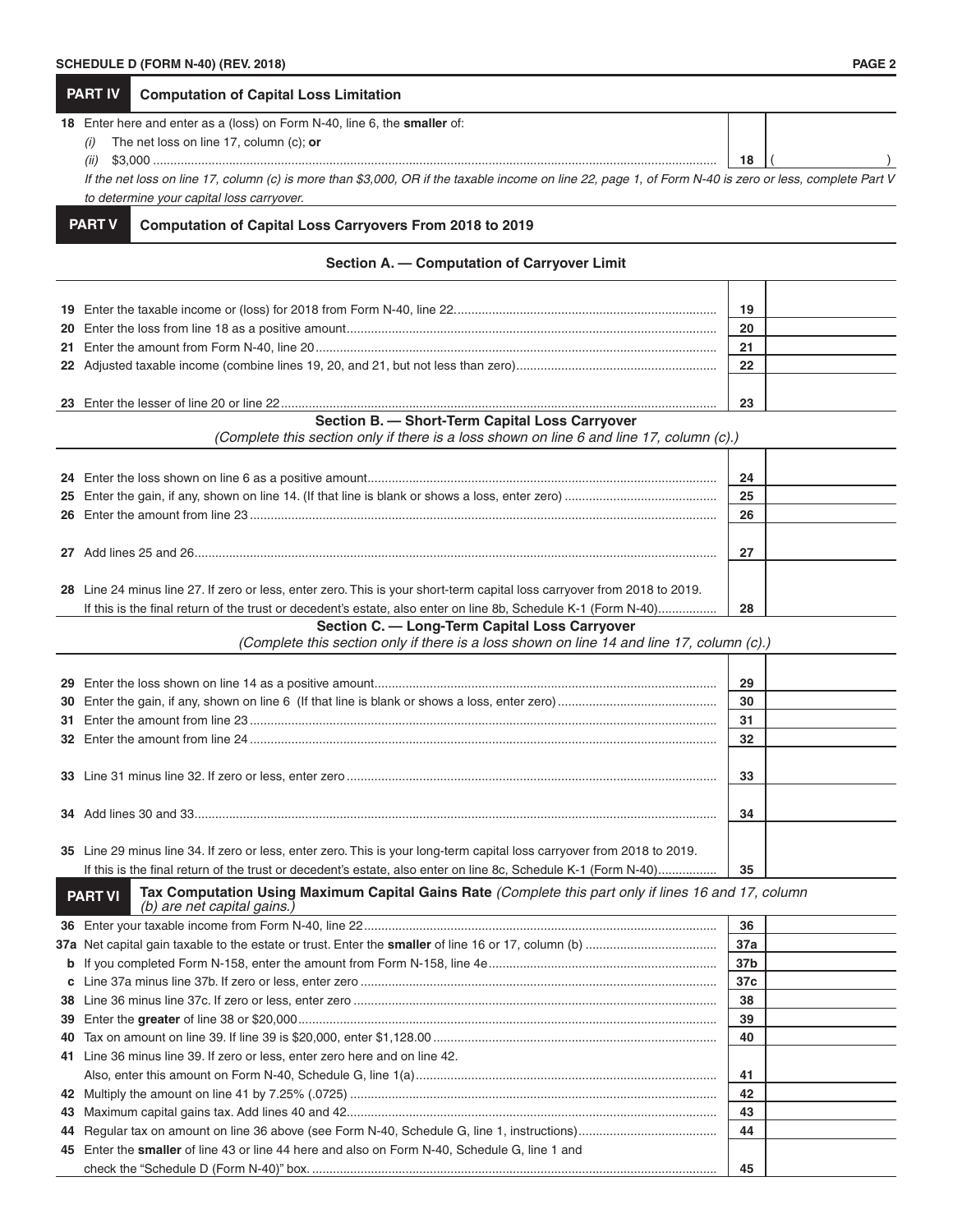SCHEDULE D (FORM N-40) (REV. 2018)

## PART IV Computation of Capital Loss Limitation

| | | |
|---|---|---|
| **18** Enter here and enter as a (loss) on Form N-40, line 6, the **smaller** of: *(i)* The net loss on line 17, column (c); **or** *(ii)* $3,000 | 18 | ( ) |

*If the net loss on line 17, column (c) is more than $3,000, OR if the taxable income on line 22, page 1, of Form N-40 is zero or less, complete Part V to determine your capital loss carryover.*

## PART V Computation of Capital Loss Carryovers From 2018 to 2019

### Section A. — Computation of Carryover Limit

| | | |
|---|---|---|
| **19** Enter the taxable income or (loss) for 2018 from Form N-40, line 22 | 19 | |
| **20** Enter the loss from line 18 as a positive amount | 20 | |
| **21** Enter the amount from Form N-40, line 20 | 21 | |
| **22** Adjusted taxable income (combine lines 19, 20, and 21, but not less than zero) | 22 | |
| **23** Enter the lesser of line 20 or line 22 | 23 | |

### Section B. — Short-Term Capital Loss Carryover

*(Complete this section only if there is a loss shown on line 6 and line 17, column (c).)*

| | | |
|---|---|---|
| **24** Enter the loss shown on line 6 as a positive amount | 24 | |
| **25** Enter the gain, if any, shown on line 14. (If that line is blank or shows a loss, enter zero) | 25 | |
| **26** Enter the amount from line 23 | 26 | |
| **27** Add lines 25 and 26 | 27 | |
| **28** Line 24 minus line 27. If zero or less, enter zero. This is your short-term capital loss carryover from 2018 to 2019. If this is the final return of the trust or decedent's estate, also enter on line 8b, Schedule K-1 (Form N-40) | 28 | |

### Section C. — Long-Term Capital Loss Carryover

*(Complete this section only if there is a loss shown on line 14 and line 17, column (c).)*

| | | |
|---|---|---|
| **29** Enter the loss shown on line 14 as a positive amount | 29 | |
| **30** Enter the gain, if any, shown on line 6 (If that line is blank or shows a loss, enter zero) | 30 | |
| **31** Enter the amount from line 23 | 31 | |
| **32** Enter the amount from line 24 | 32 | |
| **33** Line 31 minus line 32. If zero or less, enter zero | 33 | |
| **34** Add lines 30 and 33 | 34 | |
| **35** Line 29 minus line 34. If zero or less, enter zero. This is your long-term capital loss carryover from 2018 to 2019. If this is the final return of the trust or decedent's estate, also enter on line 8c, Schedule K-1 (Form N-40) | 35 | |

## PART VI Tax Computation Using Maximum Capital Gains Rate *(Complete this part only if lines 16 and 17, column (b) are net capital gains.)*

| | | |
|---|---|---|
| **36** Enter your taxable income from Form N-40, line 22 | 36 | |
| **37a** Net capital gain taxable to the estate or trust. Enter the **smaller** of line 16 or 17, column (b) | 37a | |
| **b** If you completed Form N-158, enter the amount from Form N-158, line 4e | 37b | |
| **c** Line 37a minus line 37b. If zero or less, enter zero | 37c | |
| **38** Line 36 minus line 37c. If zero or less, enter zero | 38 | |
| **39** Enter the **greater** of line 38 or $20,000 | 39 | |
| **40** Tax on amount on line 39. If line 39 is $20,000, enter $1,128.00 | 40 | |
| **41** Line 36 minus line 39. If zero or less, enter zero here and on line 42. Also, enter this amount on Form N-40, Schedule G, line 1(a) | 41 | |
| **42** Multiply the amount on line 41 by 7.25% (.0725) | 42 | |
| **43** Maximum capital gains tax. Add lines 40 and 42 | 43 | |
| **44** Regular tax on amount on line 36 above (see Form N-40, Schedule G, line 1, instructions) | 44 | |
| **45** Enter the **smaller** of line 43 or line 44 here and also on Form N-40, Schedule G, line 1 and check the "Schedule D (Form N-40)" box. | 45 | |